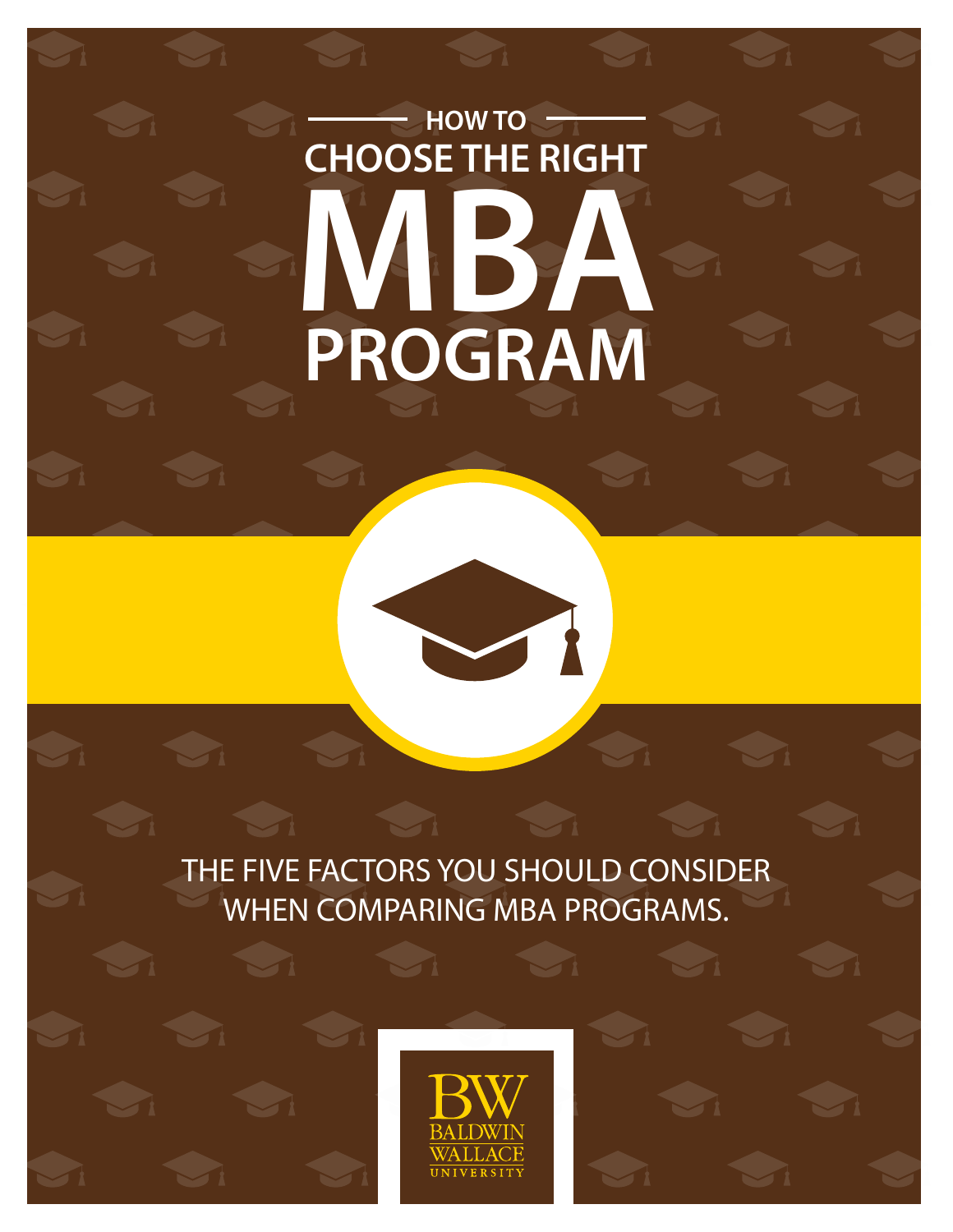# HOW TO CHOOSE THE RIGHT MBA PROGRAM

THE FIVE FACTORS YOU SHOULD CONSIDER WHEN COMPARING MBA PROGRAMS.

BW
BALDWIN
WALLACE
UNIVERSITY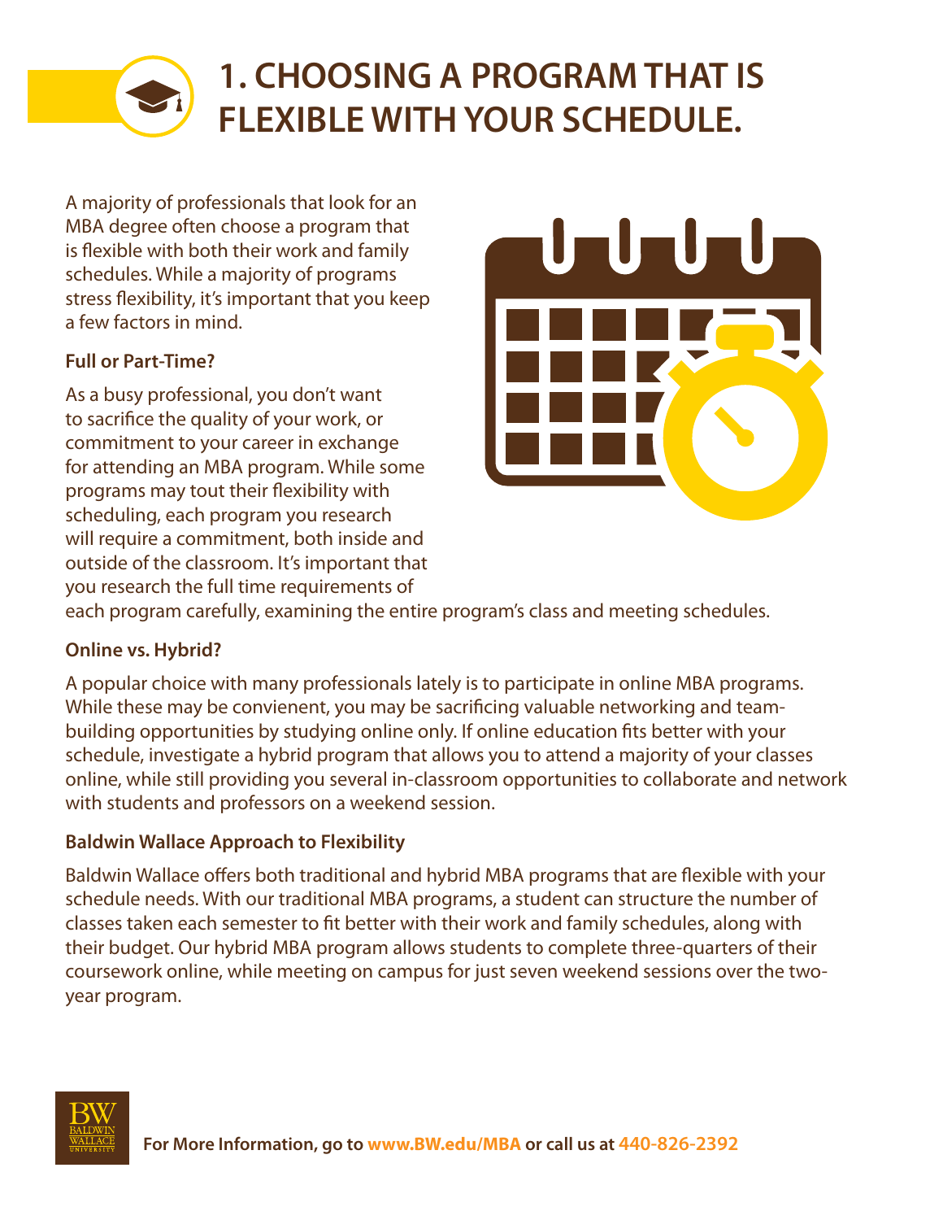# 1. CHOOSING A PROGRAM THAT IS FLEXIBLE WITH YOUR SCHEDULE.

A majority of professionals that look for an MBA degree often choose a program that is flexible with both their work and family schedules. While a majority of programs stress flexibility, it's important that you keep a few factors in mind.

**Full or Part-Time?**

As a busy professional, you don't want to sacrifice the quality of your work, or commitment to your career in exchange for attending an MBA program. While some programs may tout their flexibility with scheduling, each program you research will require a commitment, both inside and outside of the classroom. It's important that you research the full time requirements of each program carefully, examining the entire program's class and meeting schedules.

**Online vs. Hybrid?**

A popular choice with many professionals lately is to participate in online MBA programs. While these may be convienent, you may be sacrificing valuable networking and team-building opportunities by studying online only. If online education fits better with your schedule, investigate a hybrid program that allows you to attend a majority of your classes online, while still providing you several in-classroom opportunities to collaborate and network with students and professors on a weekend session.

**Baldwin Wallace Approach to Flexibility**

Baldwin Wallace offers both traditional and hybrid MBA programs that are flexible with your schedule needs. With our traditional MBA programs, a student can structure the number of classes taken each semester to fit better with their work and family schedules, along with their budget. Our hybrid MBA program allows students to complete three-quarters of their coursework online, while meeting on campus for just seven weekend sessions over the two-year program.

**For More Information, go to www.BW.edu/MBA or call us at 440-826-2392**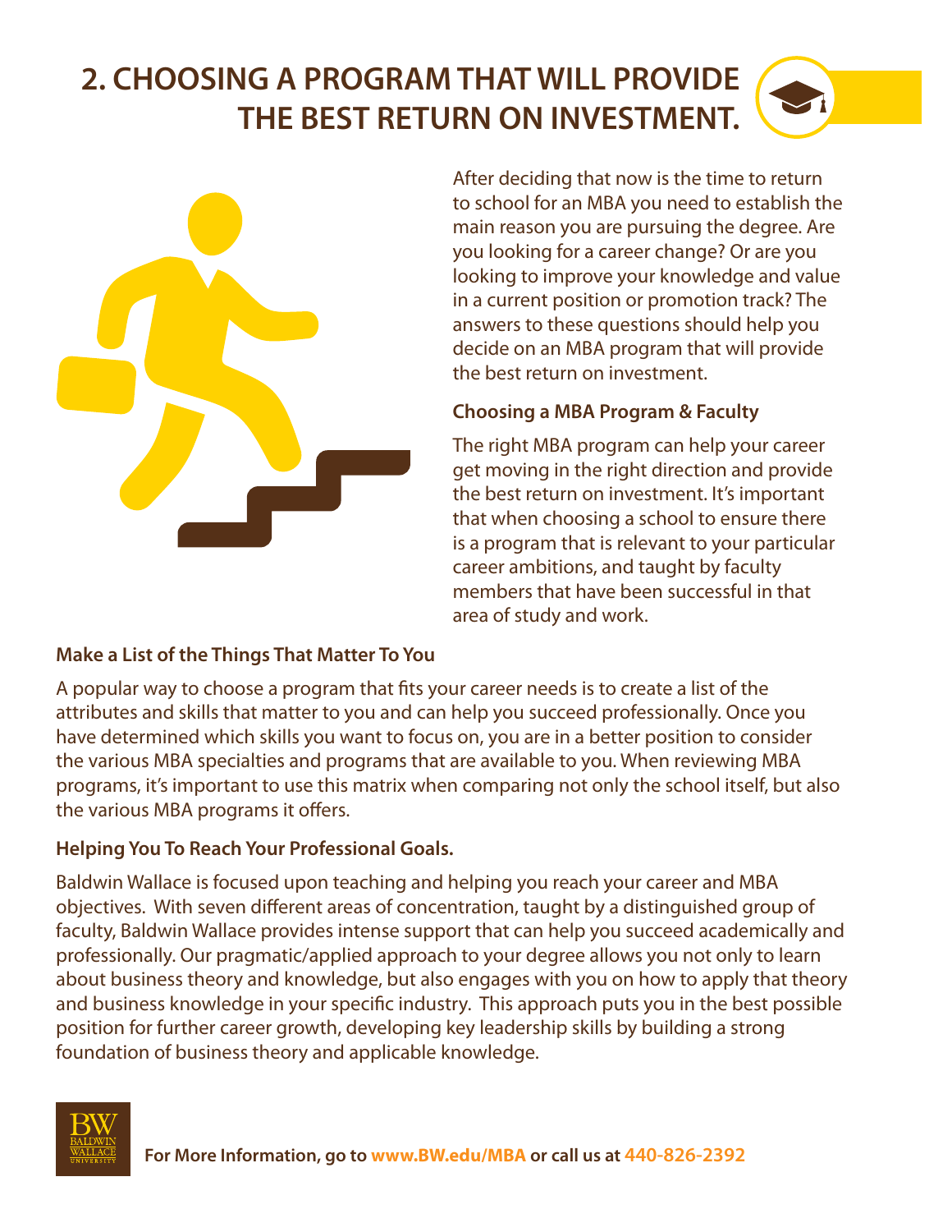# 2. CHOOSING A PROGRAM THAT WILL PROVIDE THE BEST RETURN ON INVESTMENT.

After deciding that now is the time to return to school for an MBA you need to establish the main reason you are pursuing the degree. Are you looking for a career change? Or are you looking to improve your knowledge and value in a current position or promotion track? The answers to these questions should help you decide on an MBA program that will provide the best return on investment.

**Choosing a MBA Program & Faculty**

The right MBA program can help your career get moving in the right direction and provide the best return on investment. It's important that when choosing a school to ensure there is a program that is relevant to your particular career ambitions, and taught by faculty members that have been successful in that area of study and work.

**Make a List of the Things That Matter To You**

A popular way to choose a program that fits your career needs is to create a list of the attributes and skills that matter to you and can help you succeed professionally. Once you have determined which skills you want to focus on, you are in a better position to consider the various MBA specialties and programs that are available to you. When reviewing MBA programs, it's important to use this matrix when comparing not only the school itself, but also the various MBA programs it offers.

**Helping You To Reach Your Professional Goals.**

Baldwin Wallace is focused upon teaching and helping you reach your career and MBA objectives. With seven different areas of concentration, taught by a distinguished group of faculty, Baldwin Wallace provides intense support that can help you succeed academically and professionally. Our pragmatic/applied approach to your degree allows you not only to learn about business theory and knowledge, but also engages with you on how to apply that theory and business knowledge in your specific industry. This approach puts you in the best possible position for further career growth, developing key leadership skills by building a strong foundation of business theory and applicable knowledge.

**For More Information, go to www.BW.edu/MBA or call us at 440-826-2392**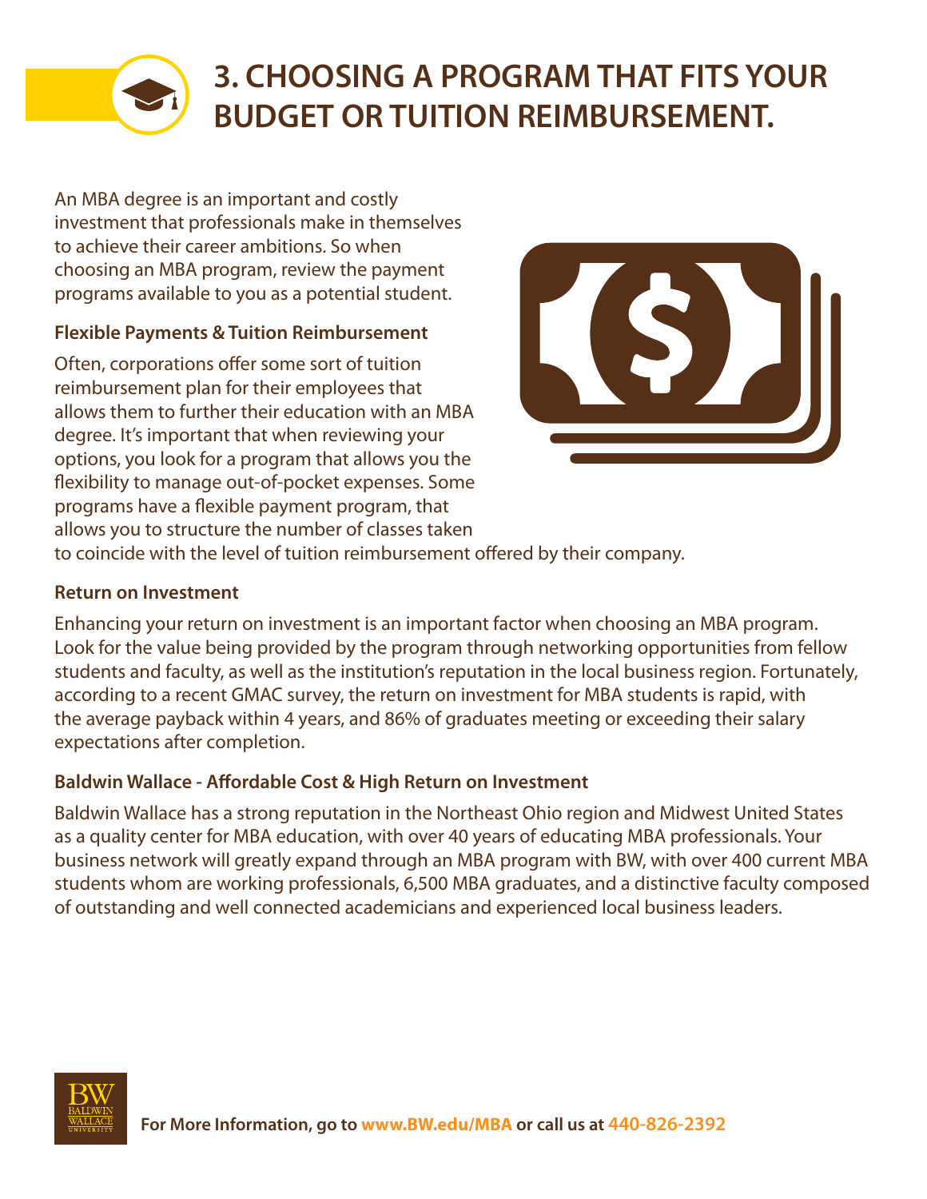# 3. CHOOSING A PROGRAM THAT FITS YOUR BUDGET OR TUITION REIMBURSEMENT.

An MBA degree is an important and costly investment that professionals make in themselves to achieve their career ambitions. So when choosing an MBA program, review the payment programs available to you as a potential student.

### Flexible Payments & Tuition Reimbursement

Often, corporations offer some sort of tuition reimbursement plan for their employees that allows them to further their education with an MBA degree. It's important that when reviewing your options, you look for a program that allows you the flexibility to manage out-of-pocket expenses. Some programs have a flexible payment program, that allows you to structure the number of classes taken to coincide with the level of tuition reimbursement offered by their company.

### Return on Investment

Enhancing your return on investment is an important factor when choosing an MBA program. Look for the value being provided by the program through networking opportunities from fellow students and faculty, as well as the institution's reputation in the local business region. Fortunately, according to a recent GMAC survey, the return on investment for MBA students is rapid, with the average payback within 4 years, and 86% of graduates meeting or exceeding their salary expectations after completion.

### Baldwin Wallace - Affordable Cost & High Return on Investment

Baldwin Wallace has a strong reputation in the Northeast Ohio region and Midwest United States as a quality center for MBA education, with over 40 years of educating MBA professionals. Your business network will greatly expand through an MBA program with BW, with over 400 current MBA students whom are working professionals, 6,500 MBA graduates, and a distinctive faculty composed of outstanding and well connected academicians and experienced local business leaders.

**For More Information, go to www.BW.edu/MBA or call us at 440-826-2392**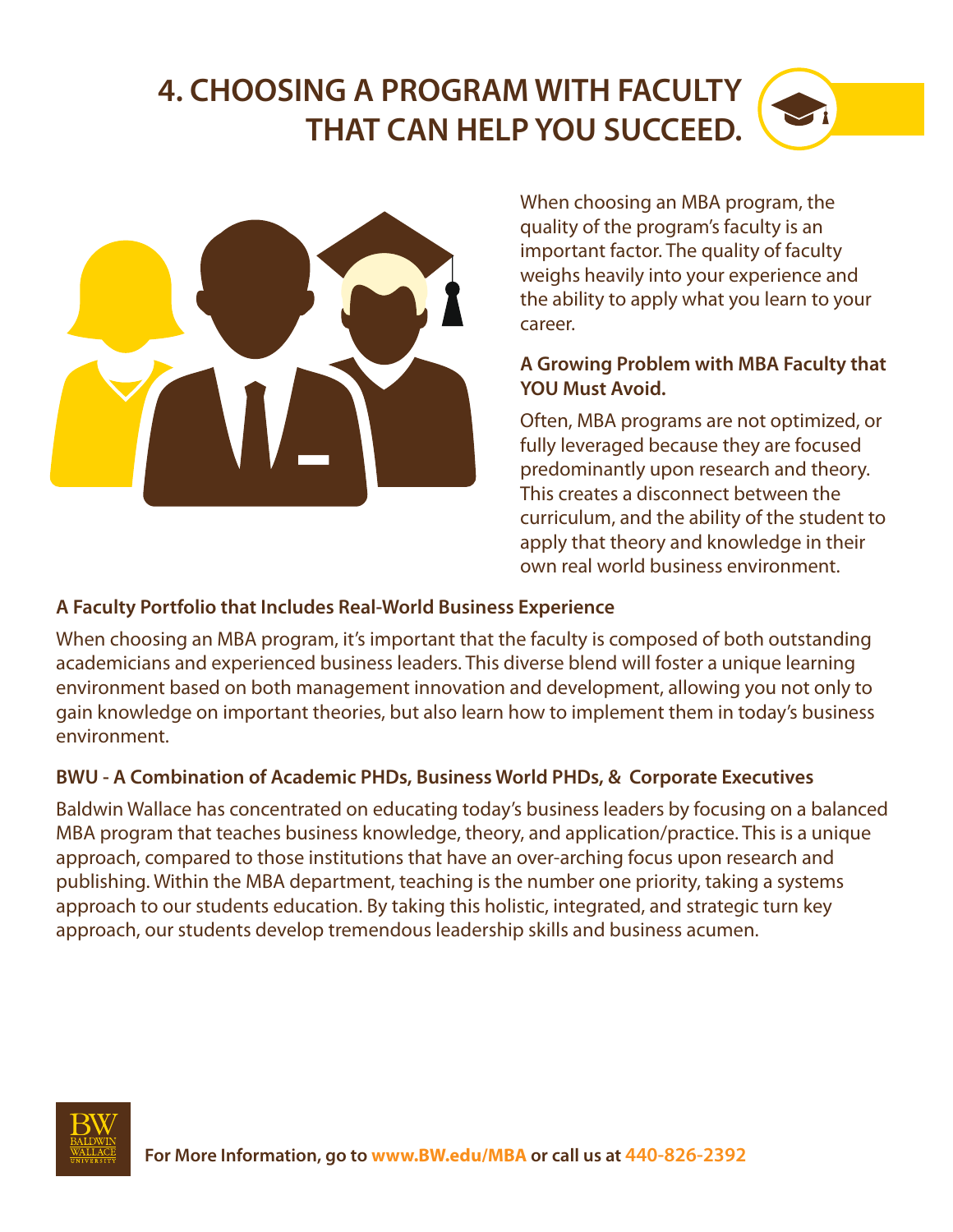# 4. CHOOSING A PROGRAM WITH FACULTY THAT CAN HELP YOU SUCCEED.

When choosing an MBA program, the quality of the program's faculty is an important factor. The quality of faculty weighs heavily into your experience and the ability to apply what you learn to your career.

**A Growing Problem with MBA Faculty that YOU Must Avoid.**

Often, MBA programs are not optimized, or fully leveraged because they are focused predominantly upon research and theory. This creates a disconnect between the curriculum, and the ability of the student to apply that theory and knowledge in their own real world business environment.

**A Faculty Portfolio that Includes Real-World Business Experience**

When choosing an MBA program, it's important that the faculty is composed of both outstanding academicians and experienced business leaders. This diverse blend will foster a unique learning environment based on both management innovation and development, allowing you not only to gain knowledge on important theories, but also learn how to implement them in today's business environment.

**BWU - A Combination of Academic PHDs, Business World PHDs, & Corporate Executives**

Baldwin Wallace has concentrated on educating today's business leaders by focusing on a balanced MBA program that teaches business knowledge, theory, and application/practice. This is a unique approach, compared to those institutions that have an over-arching focus upon research and publishing. Within the MBA department, teaching is the number one priority, taking a systems approach to our students education. By taking this holistic, integrated, and strategic turn key approach, our students develop tremendous leadership skills and business acumen.

**For More Information, go to www.BW.edu/MBA or call us at 440-826-2392**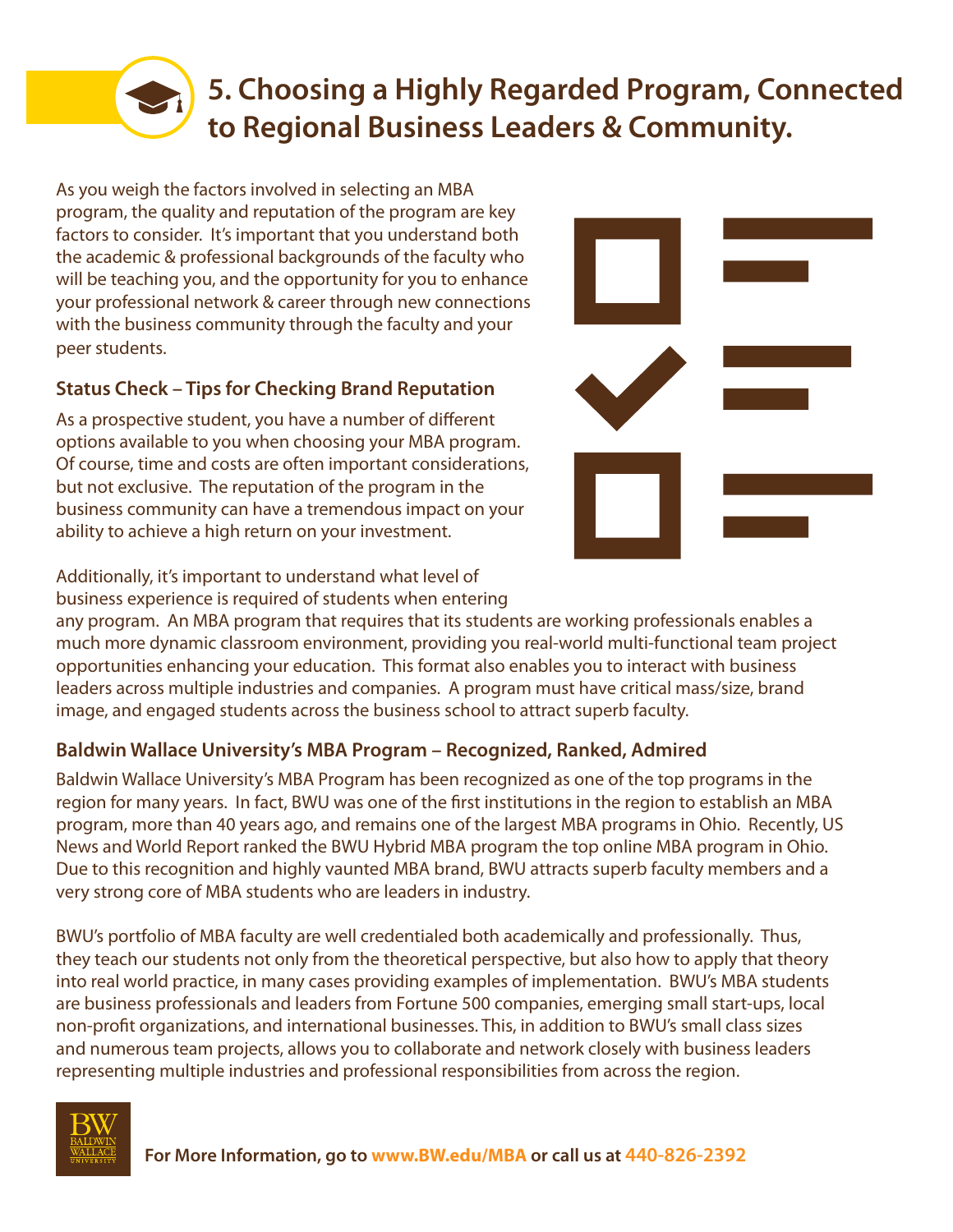# 5. Choosing a Highly Regarded Program, Connected to Regional Business Leaders & Community.

As you weigh the factors involved in selecting an MBA program, the quality and reputation of the program are key factors to consider. It's important that you understand both the academic & professional backgrounds of the faculty who will be teaching you, and the opportunity for you to enhance your professional network & career through new connections with the business community through the faculty and your peer students.

### Status Check – Tips for Checking Brand Reputation

As a prospective student, you have a number of different options available to you when choosing your MBA program. Of course, time and costs are often important considerations, but not exclusive. The reputation of the program in the business community can have a tremendous impact on your ability to achieve a high return on your investment.

Additionally, it's important to understand what level of business experience is required of students when entering any program. An MBA program that requires that its students are working professionals enables a much more dynamic classroom environment, providing you real-world multi-functional team project opportunities enhancing your education. This format also enables you to interact with business leaders across multiple industries and companies. A program must have critical mass/size, brand image, and engaged students across the business school to attract superb faculty.

### Baldwin Wallace University's MBA Program – Recognized, Ranked, Admired

Baldwin Wallace University's MBA Program has been recognized as one of the top programs in the region for many years. In fact, BWU was one of the first institutions in the region to establish an MBA program, more than 40 years ago, and remains one of the largest MBA programs in Ohio. Recently, US News and World Report ranked the BWU Hybrid MBA program the top online MBA program in Ohio. Due to this recognition and highly vaunted MBA brand, BWU attracts superb faculty members and a very strong core of MBA students who are leaders in industry.

BWU's portfolio of MBA faculty are well credentialed both academically and professionally. Thus, they teach our students not only from the theoretical perspective, but also how to apply that theory into real world practice, in many cases providing examples of implementation. BWU's MBA students are business professionals and leaders from Fortune 500 companies, emerging small start-ups, local non-profit organizations, and international businesses. This, in addition to BWU's small class sizes and numerous team projects, allows you to collaborate and network closely with business leaders representing multiple industries and professional responsibilities from across the region.

**For More Information, go to www.BW.edu/MBA or call us at 440-826-2392**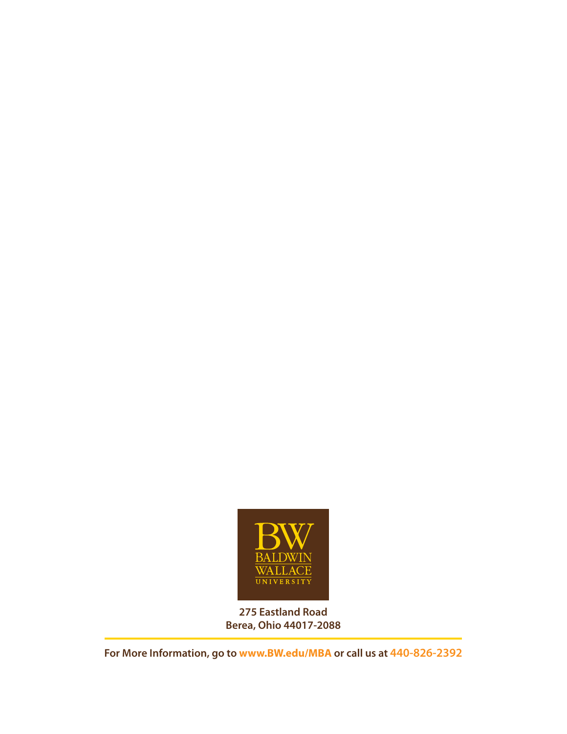BW
BALDWIN
WALLACE
UNIVERSITY

275 Eastland Road
Berea, Ohio 44017-2088

---

**For More Information, go to www.BW.edu/MBA or call us at 440-826-2392**